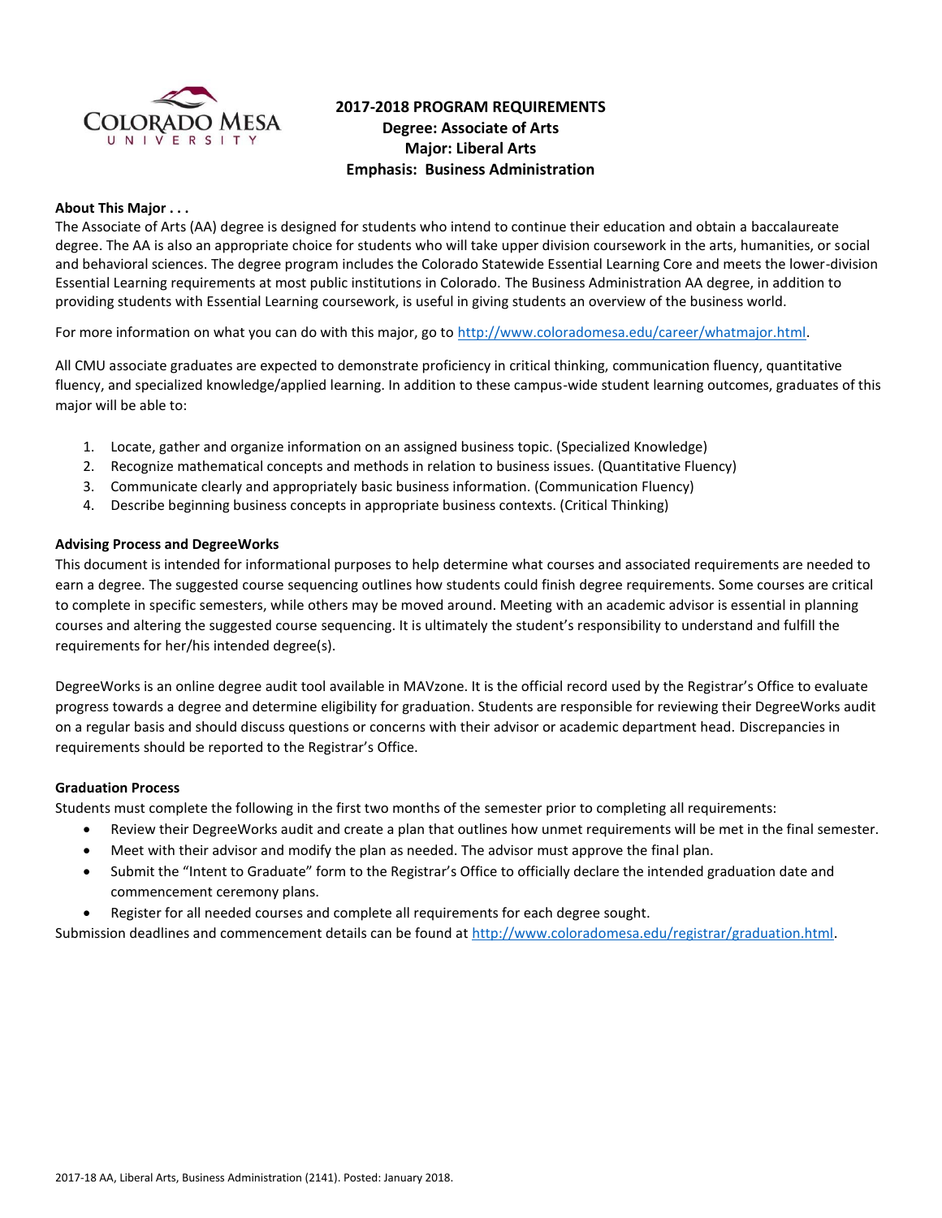# 2017-2018 PROGRAM REQUIREMENTS
## Degree: Associate of Arts
## Major: Liberal Arts
## Emphasis: Business Administration

**About This Major . . .**

The Associate of Arts (AA) degree is designed for students who intend to continue their education and obtain a baccalaureate degree. The AA is also an appropriate choice for students who will take upper division coursework in the arts, humanities, or social and behavioral sciences. The degree program includes the Colorado Statewide Essential Learning Core and meets the lower-division Essential Learning requirements at most public institutions in Colorado. The Business Administration AA degree, in addition to providing students with Essential Learning coursework, is useful in giving students an overview of the business world.

For more information on what you can do with this major, go to http://www.coloradomesa.edu/career/whatmajor.html.

All CMU associate graduates are expected to demonstrate proficiency in critical thinking, communication fluency, quantitative fluency, and specialized knowledge/applied learning. In addition to these campus-wide student learning outcomes, graduates of this major will be able to:

1. Locate, gather and organize information on an assigned business topic. (Specialized Knowledge)
2. Recognize mathematical concepts and methods in relation to business issues. (Quantitative Fluency)
3. Communicate clearly and appropriately basic business information. (Communication Fluency)
4. Describe beginning business concepts in appropriate business contexts. (Critical Thinking)

**Advising Process and DegreeWorks**

This document is intended for informational purposes to help determine what courses and associated requirements are needed to earn a degree. The suggested course sequencing outlines how students could finish degree requirements. Some courses are critical to complete in specific semesters, while others may be moved around. Meeting with an academic advisor is essential in planning courses and altering the suggested course sequencing. It is ultimately the student's responsibility to understand and fulfill the requirements for her/his intended degree(s).

DegreeWorks is an online degree audit tool available in MAVzone. It is the official record used by the Registrar's Office to evaluate progress towards a degree and determine eligibility for graduation. Students are responsible for reviewing their DegreeWorks audit on a regular basis and should discuss questions or concerns with their advisor or academic department head. Discrepancies in requirements should be reported to the Registrar's Office.

**Graduation Process**

Students must complete the following in the first two months of the semester prior to completing all requirements:

- Review their DegreeWorks audit and create a plan that outlines how unmet requirements will be met in the final semester.
- Meet with their advisor and modify the plan as needed. The advisor must approve the final plan.
- Submit the "Intent to Graduate" form to the Registrar's Office to officially declare the intended graduation date and commencement ceremony plans.
- Register for all needed courses and complete all requirements for each degree sought.

Submission deadlines and commencement details can be found at http://www.coloradomesa.edu/registrar/graduation.html.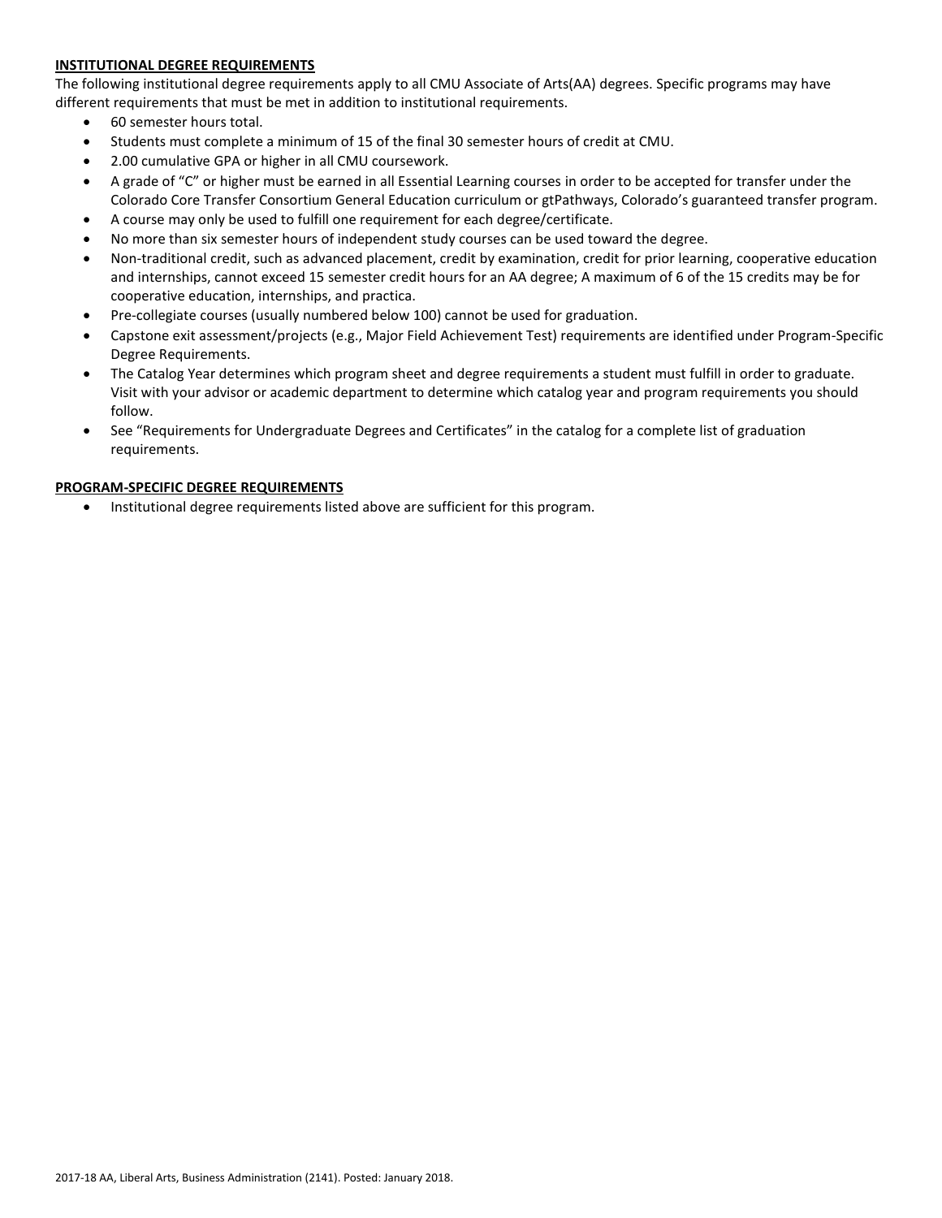**INSTITUTIONAL DEGREE REQUIREMENTS**

The following institutional degree requirements apply to all CMU Associate of Arts(AA) degrees. Specific programs may have different requirements that must be met in addition to institutional requirements.

- 60 semester hours total.
- Students must complete a minimum of 15 of the final 30 semester hours of credit at CMU.
- 2.00 cumulative GPA or higher in all CMU coursework.
- A grade of "C" or higher must be earned in all Essential Learning courses in order to be accepted for transfer under the Colorado Core Transfer Consortium General Education curriculum or gtPathways, Colorado's guaranteed transfer program.
- A course may only be used to fulfill one requirement for each degree/certificate.
- No more than six semester hours of independent study courses can be used toward the degree.
- Non-traditional credit, such as advanced placement, credit by examination, credit for prior learning, cooperative education and internships, cannot exceed 15 semester credit hours for an AA degree; A maximum of 6 of the 15 credits may be for cooperative education, internships, and practica.
- Pre-collegiate courses (usually numbered below 100) cannot be used for graduation.
- Capstone exit assessment/projects (e.g., Major Field Achievement Test) requirements are identified under Program-Specific Degree Requirements.
- The Catalog Year determines which program sheet and degree requirements a student must fulfill in order to graduate. Visit with your advisor or academic department to determine which catalog year and program requirements you should follow.
- See "Requirements for Undergraduate Degrees and Certificates" in the catalog for a complete list of graduation requirements.

**PROGRAM-SPECIFIC DEGREE REQUIREMENTS**

- Institutional degree requirements listed above are sufficient for this program.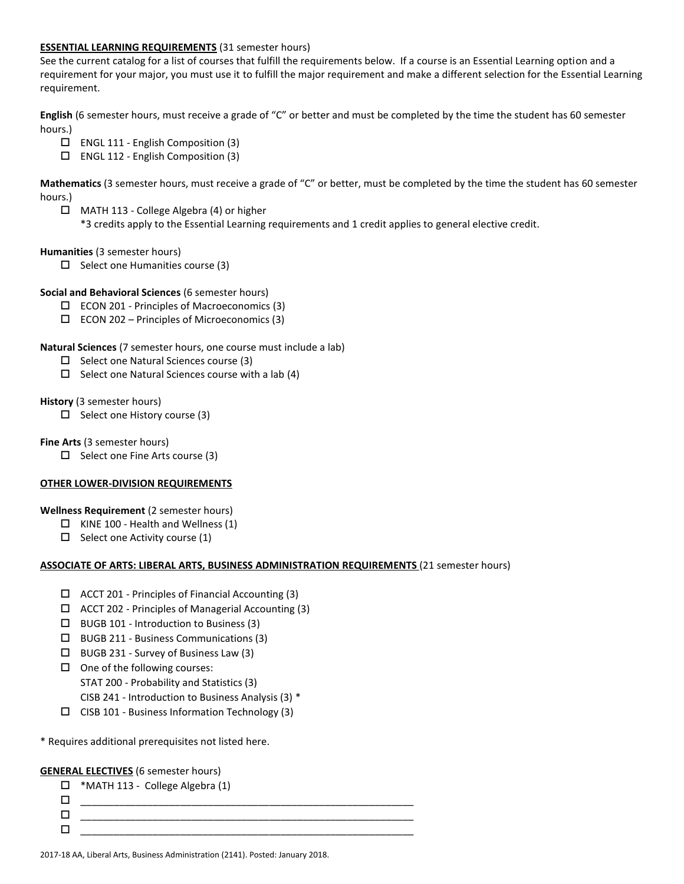**ESSENTIAL LEARNING REQUIREMENTS** (31 semester hours)

See the current catalog for a list of courses that fulfill the requirements below. If a course is an Essential Learning option and a requirement for your major, you must use it to fulfill the major requirement and make a different selection for the Essential Learning requirement.

**English** (6 semester hours, must receive a grade of "C" or better and must be completed by the time the student has 60 semester hours.)

- ☐ ENGL 111 - English Composition (3)
- ☐ ENGL 112 - English Composition (3)

**Mathematics** (3 semester hours, must receive a grade of "C" or better, must be completed by the time the student has 60 semester hours.)

- ☐ MATH 113 - College Algebra (4) or higher
  *3 credits apply to the Essential Learning requirements and 1 credit applies to general elective credit.

**Humanities** (3 semester hours)

- ☐ Select one Humanities course (3)

**Social and Behavioral Sciences** (6 semester hours)

- ☐ ECON 201 - Principles of Macroeconomics (3)
- ☐ ECON 202 – Principles of Microeconomics (3)

**Natural Sciences** (7 semester hours, one course must include a lab)

- ☐ Select one Natural Sciences course (3)
- ☐ Select one Natural Sciences course with a lab (4)

**History** (3 semester hours)

- ☐ Select one History course (3)

**Fine Arts** (3 semester hours)

- ☐ Select one Fine Arts course (3)

**OTHER LOWER-DIVISION REQUIREMENTS**

**Wellness Requirement** (2 semester hours)

- ☐ KINE 100 - Health and Wellness (1)
- ☐ Select one Activity course (1)

**ASSOCIATE OF ARTS: LIBERAL ARTS, BUSINESS ADMINISTRATION REQUIREMENTS** (21 semester hours)

- ☐ ACCT 201 - Principles of Financial Accounting (3)
- ☐ ACCT 202 - Principles of Managerial Accounting (3)
- ☐ BUGB 101 - Introduction to Business (3)
- ☐ BUGB 211 - Business Communications (3)
- ☐ BUGB 231 - Survey of Business Law (3)
- ☐ One of the following courses:
  STAT 200 - Probability and Statistics (3)
  CISB 241 - Introduction to Business Analysis (3) *
- ☐ CISB 101 - Business Information Technology (3)

* Requires additional prerequisites not listed here.

**GENERAL ELECTIVES** (6 semester hours)

- ☐ *MATH 113 - College Algebra (1)
- ☐ ____________________________________________
- ☐ ____________________________________________
- ☐ ____________________________________________

2017-18 AA, Liberal Arts, Business Administration (2141). Posted: January 2018.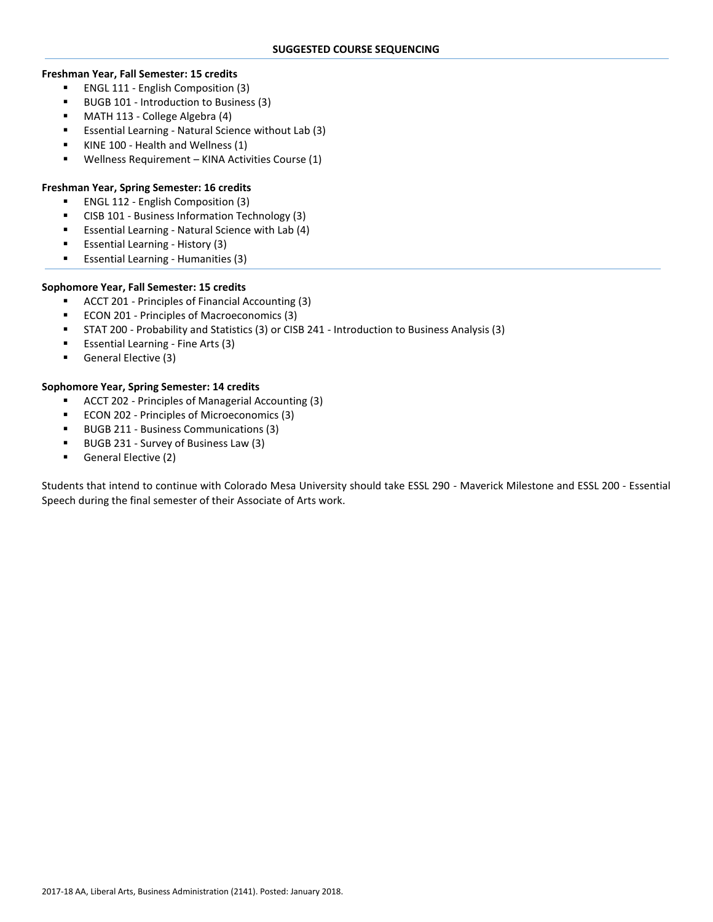## SUGGESTED COURSE SEQUENCING

**Freshman Year, Fall Semester: 15 credits**

- ENGL 111 - English Composition (3)
- BUGB 101 - Introduction to Business (3)
- MATH 113 - College Algebra (4)
- Essential Learning - Natural Science without Lab (3)
- KINE 100 - Health and Wellness (1)
- Wellness Requirement – KINA Activities Course (1)

**Freshman Year, Spring Semester: 16 credits**

- ENGL 112 - English Composition (3)
- CISB 101 - Business Information Technology (3)
- Essential Learning - Natural Science with Lab (4)
- Essential Learning - History (3)
- Essential Learning - Humanities (3)

**Sophomore Year, Fall Semester: 15 credits**

- ACCT 201 - Principles of Financial Accounting (3)
- ECON 201 - Principles of Macroeconomics (3)
- STAT 200 - Probability and Statistics (3) or CISB 241 - Introduction to Business Analysis (3)
- Essential Learning - Fine Arts (3)
- General Elective (3)

**Sophomore Year, Spring Semester: 14 credits**

- ACCT 202 - Principles of Managerial Accounting (3)
- ECON 202 - Principles of Microeconomics (3)
- BUGB 211 - Business Communications (3)
- BUGB 231 - Survey of Business Law (3)
- General Elective (2)

Students that intend to continue with Colorado Mesa University should take ESSL 290 - Maverick Milestone and ESSL 200 - Essential Speech during the final semester of their Associate of Arts work.